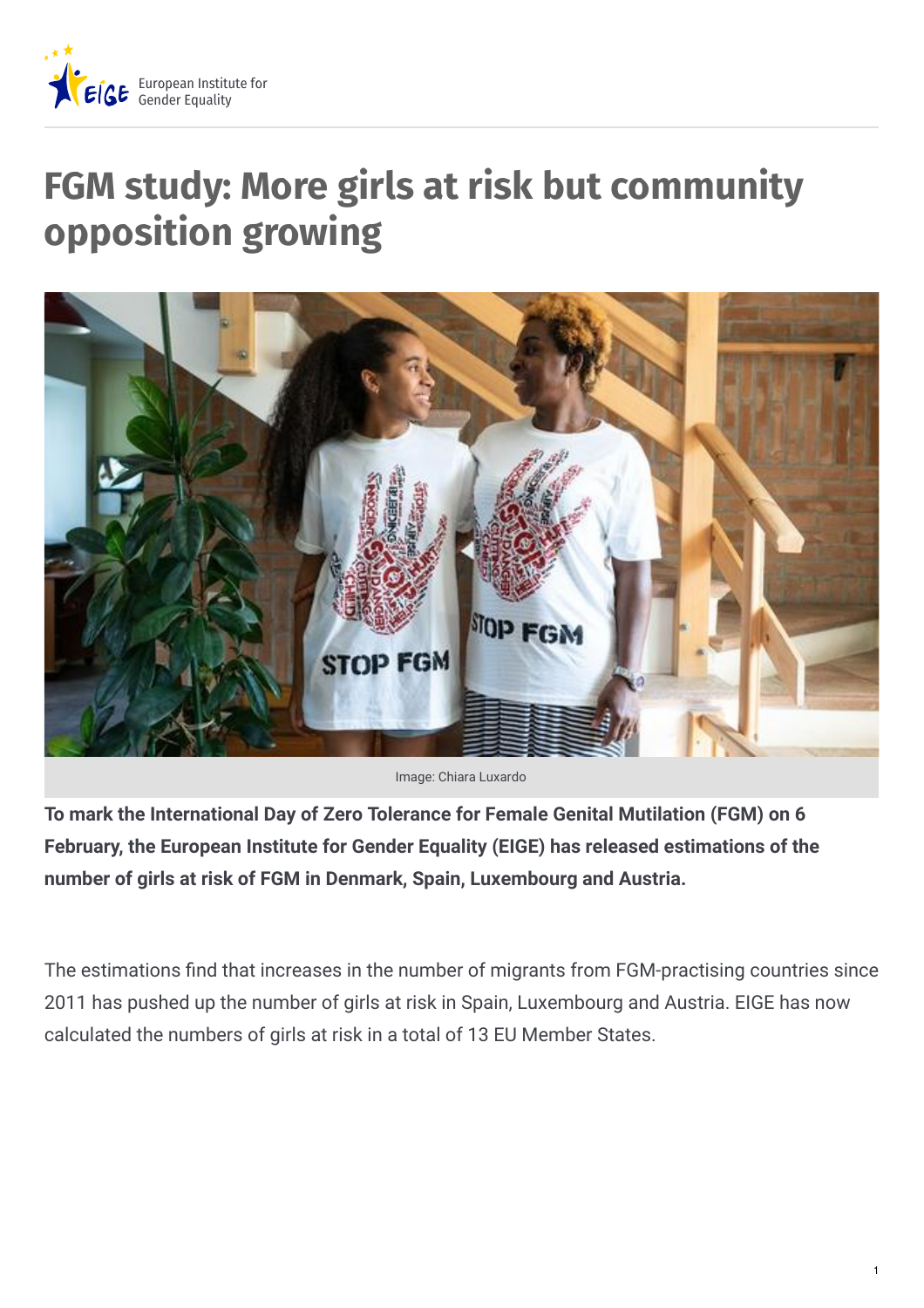# FGM study: More girls at risk but community opposition growing

Image: Chiara Luxardo

**To mark the International Day of Zero Tolerance for Female Genital Mutilation (FGM) on 6 February, the European Institute for Gender Equality (EIGE) has released estimations of the number of girls at risk of FGM in Denmark, Spain, Luxembourg and Austria.**

The estimations find that increases in the number of migrants from FGM-practising countries since 2011 has pushed up the number of girls at risk in Spain, Luxembourg and Austria. EIGE has now calculated the numbers of girls at risk in a total of 13 EU Member States.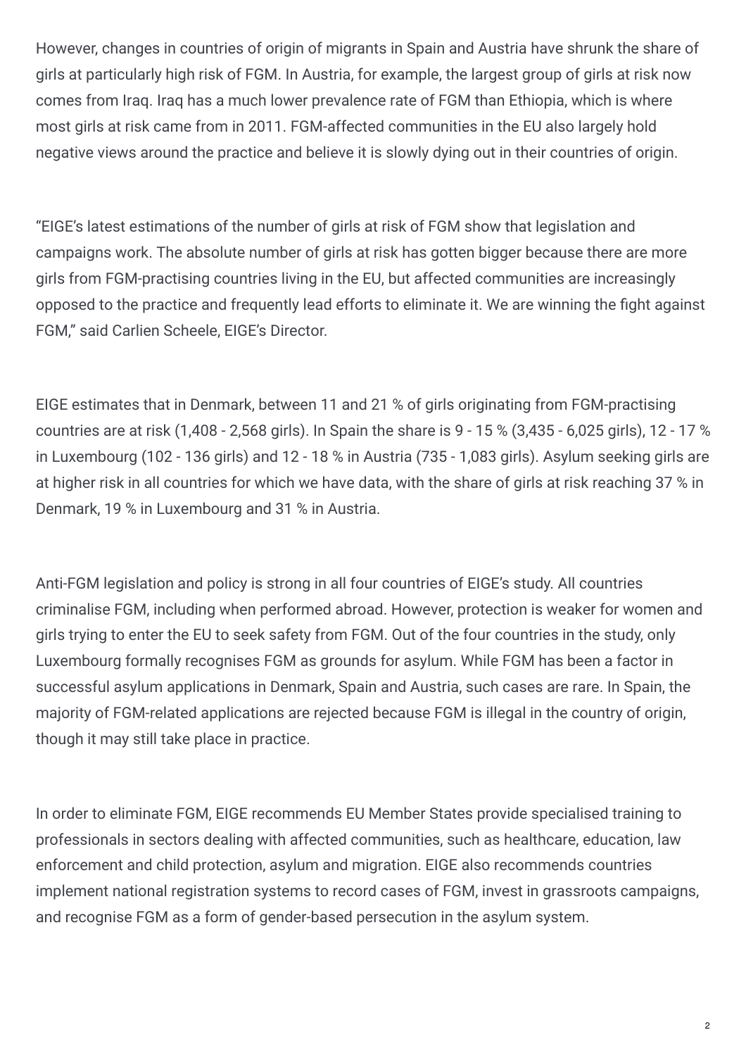However, changes in countries of origin of migrants in Spain and Austria have shrunk the share of girls at particularly high risk of FGM. In Austria, for example, the largest group of girls at risk now comes from Iraq. Iraq has a much lower prevalence rate of FGM than Ethiopia, which is where most girls at risk came from in 2011. FGM-affected communities in the EU also largely hold negative views around the practice and believe it is slowly dying out in their countries of origin.

"EIGE's latest estimations of the number of girls at risk of FGM show that legislation and campaigns work. The absolute number of girls at risk has gotten bigger because there are more girls from FGM-practising countries living in the EU, but affected communities are increasingly opposed to the practice and frequently lead efforts to eliminate it. We are winning the fight against FGM," said Carlien Scheele, EIGE's Director.

EIGE estimates that in Denmark, between 11 and 21 % of girls originating from FGM-practising countries are at risk (1,408 - 2,568 girls). In Spain the share is 9 - 15 % (3,435 - 6,025 girls), 12 - 17 % in Luxembourg (102 - 136 girls) and 12 - 18 % in Austria (735 - 1,083 girls). Asylum seeking girls are at higher risk in all countries for which we have data, with the share of girls at risk reaching 37 % in Denmark, 19 % in Luxembourg and 31 % in Austria.

Anti-FGM legislation and policy is strong in all four countries of EIGE's study. All countries criminalise FGM, including when performed abroad. However, protection is weaker for women and girls trying to enter the EU to seek safety from FGM. Out of the four countries in the study, only Luxembourg formally recognises FGM as grounds for asylum. While FGM has been a factor in successful asylum applications in Denmark, Spain and Austria, such cases are rare. In Spain, the majority of FGM-related applications are rejected because FGM is illegal in the country of origin, though it may still take place in practice.

In order to eliminate FGM, EIGE recommends EU Member States provide specialised training to professionals in sectors dealing with affected communities, such as healthcare, education, law enforcement and child protection, asylum and migration. EIGE also recommends countries implement national registration systems to record cases of FGM, invest in grassroots campaigns, and recognise FGM as a form of gender-based persecution in the asylum system.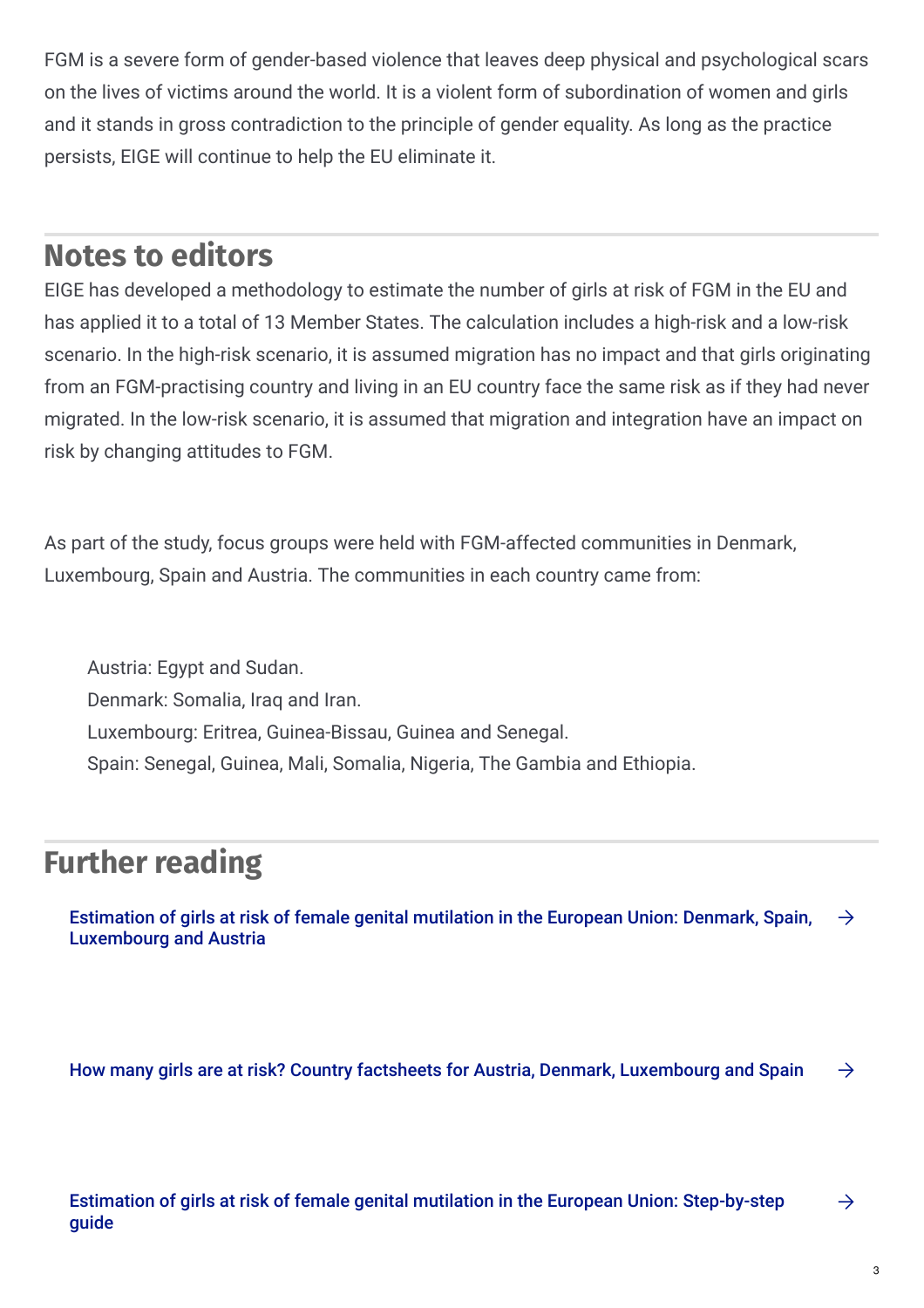FGM is a severe form of gender-based violence that leaves deep physical and psychological scars on the lives of victims around the world. It is a violent form of subordination of women and girls and it stands in gross contradiction to the principle of gender equality. As long as the practice persists, EIGE will continue to help the EU eliminate it.

## Notes to editors

EIGE has developed a methodology to estimate the number of girls at risk of FGM in the EU and has applied it to a total of 13 Member States. The calculation includes a high-risk and a low-risk scenario. In the high-risk scenario, it is assumed migration has no impact and that girls originating from an FGM-practising country and living in an EU country face the same risk as if they had never migrated. In the low-risk scenario, it is assumed that migration and integration have an impact on risk by changing attitudes to FGM.

As part of the study, focus groups were held with FGM-affected communities in Denmark, Luxembourg, Spain and Austria. The communities in each country came from:

Austria: Egypt and Sudan.
Denmark: Somalia, Iraq and Iran.
Luxembourg: Eritrea, Guinea-Bissau, Guinea and Senegal.
Spain: Senegal, Guinea, Mali, Somalia, Nigeria, The Gambia and Ethiopia.

## Further reading

Estimation of girls at risk of female genital mutilation in the European Union: Denmark, Spain, Luxembourg and Austria →

How many girls are at risk? Country factsheets for Austria, Denmark, Luxembourg and Spain →

Estimation of girls at risk of female genital mutilation in the European Union: Step-by-step guide →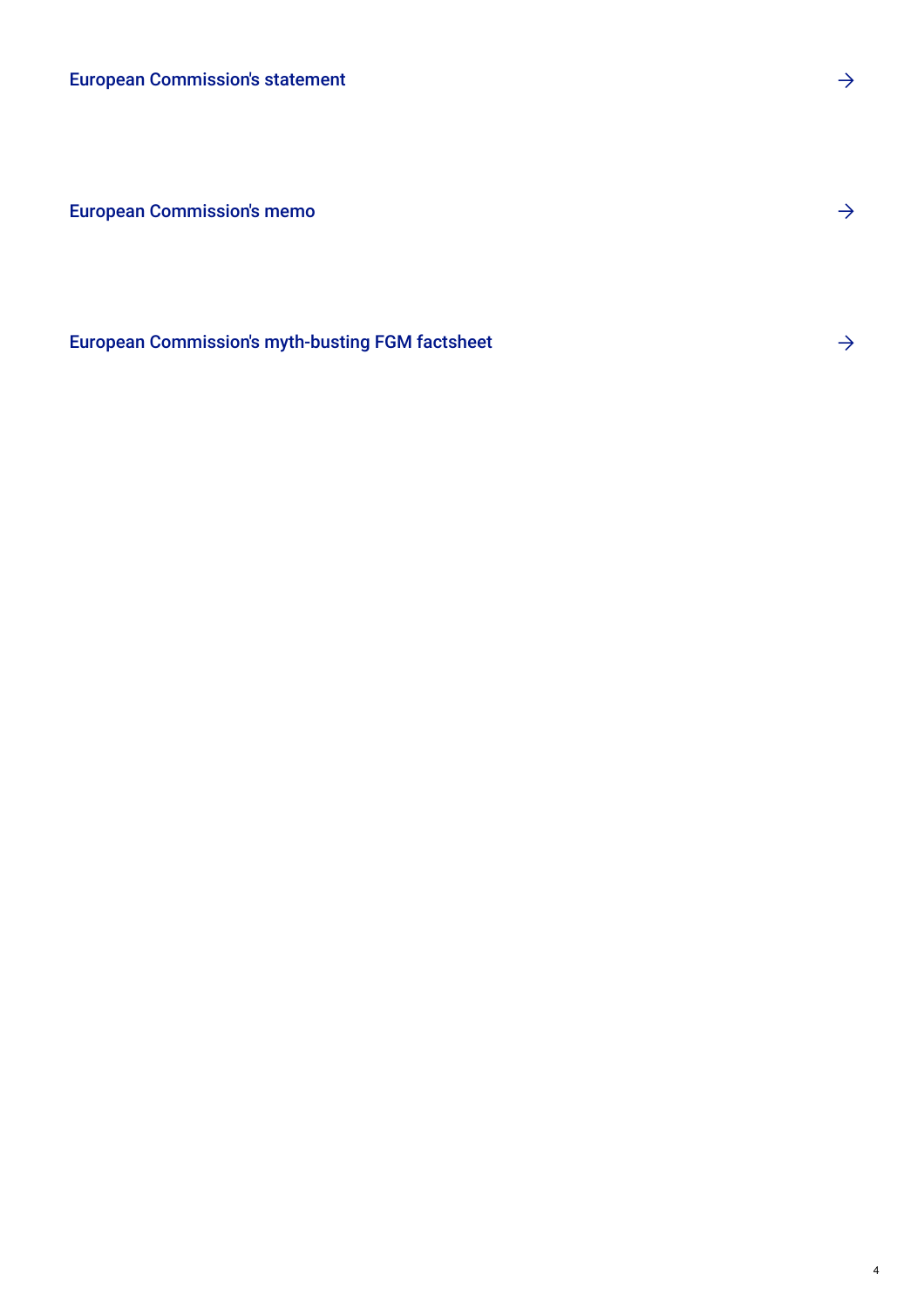European Commission's statement →

European Commission's memo →

European Commission's myth-busting FGM factsheet →